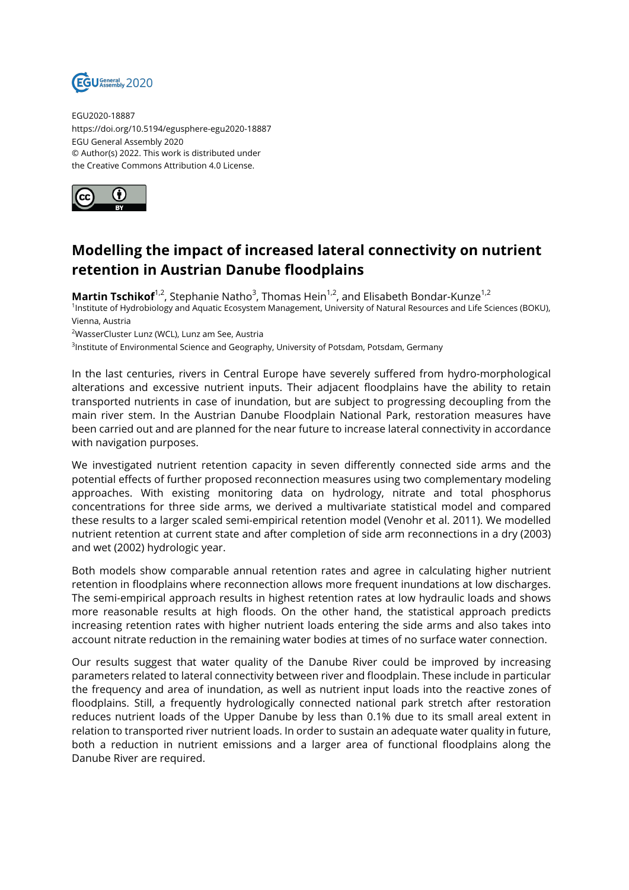EGU2020-18887
https://doi.org/10.5194/egusphere-egu2020-18887
EGU General Assembly 2020
© Author(s) 2022. This work is distributed under
the Creative Commons Attribution 4.0 License.

# Modelling the impact of increased lateral connectivity on nutrient retention in Austrian Danube floodplains

**Martin Tschikof**[1,2], Stephanie Natho[3], Thomas Hein[1,2], and Elisabeth Bondar-Kunze[1,2]

[1]Institute of Hydrobiology and Aquatic Ecosystem Management, University of Natural Resources and Life Sciences (BOKU), Vienna, Austria

[2]WasserCluster Lunz (WCL), Lunz am See, Austria

[3]Institute of Environmental Science and Geography, University of Potsdam, Potsdam, Germany

In the last centuries, rivers in Central Europe have severely suffered from hydro-morphological alterations and excessive nutrient inputs. Their adjacent floodplains have the ability to retain transported nutrients in case of inundation, but are subject to progressing decoupling from the main river stem. In the Austrian Danube Floodplain National Park, restoration measures have been carried out and are planned for the near future to increase lateral connectivity in accordance with navigation purposes.

We investigated nutrient retention capacity in seven differently connected side arms and the potential effects of further proposed reconnection measures using two complementary modeling approaches. With existing monitoring data on hydrology, nitrate and total phosphorus concentrations for three side arms, we derived a multivariate statistical model and compared these results to a larger scaled semi-empirical retention model (Venohr et al. 2011). We modelled nutrient retention at current state and after completion of side arm reconnections in a dry (2003) and wet (2002) hydrologic year.

Both models show comparable annual retention rates and agree in calculating higher nutrient retention in floodplains where reconnection allows more frequent inundations at low discharges. The semi-empirical approach results in highest retention rates at low hydraulic loads and shows more reasonable results at high floods. On the other hand, the statistical approach predicts increasing retention rates with higher nutrient loads entering the side arms and also takes into account nitrate reduction in the remaining water bodies at times of no surface water connection.

Our results suggest that water quality of the Danube River could be improved by increasing parameters related to lateral connectivity between river and floodplain. These include in particular the frequency and area of inundation, as well as nutrient input loads into the reactive zones of floodplains. Still, a frequently hydrologically connected national park stretch after restoration reduces nutrient loads of the Upper Danube by less than 0.1% due to its small areal extent in relation to transported river nutrient loads. In order to sustain an adequate water quality in future, both a reduction in nutrient emissions and a larger area of functional floodplains along the Danube River are required.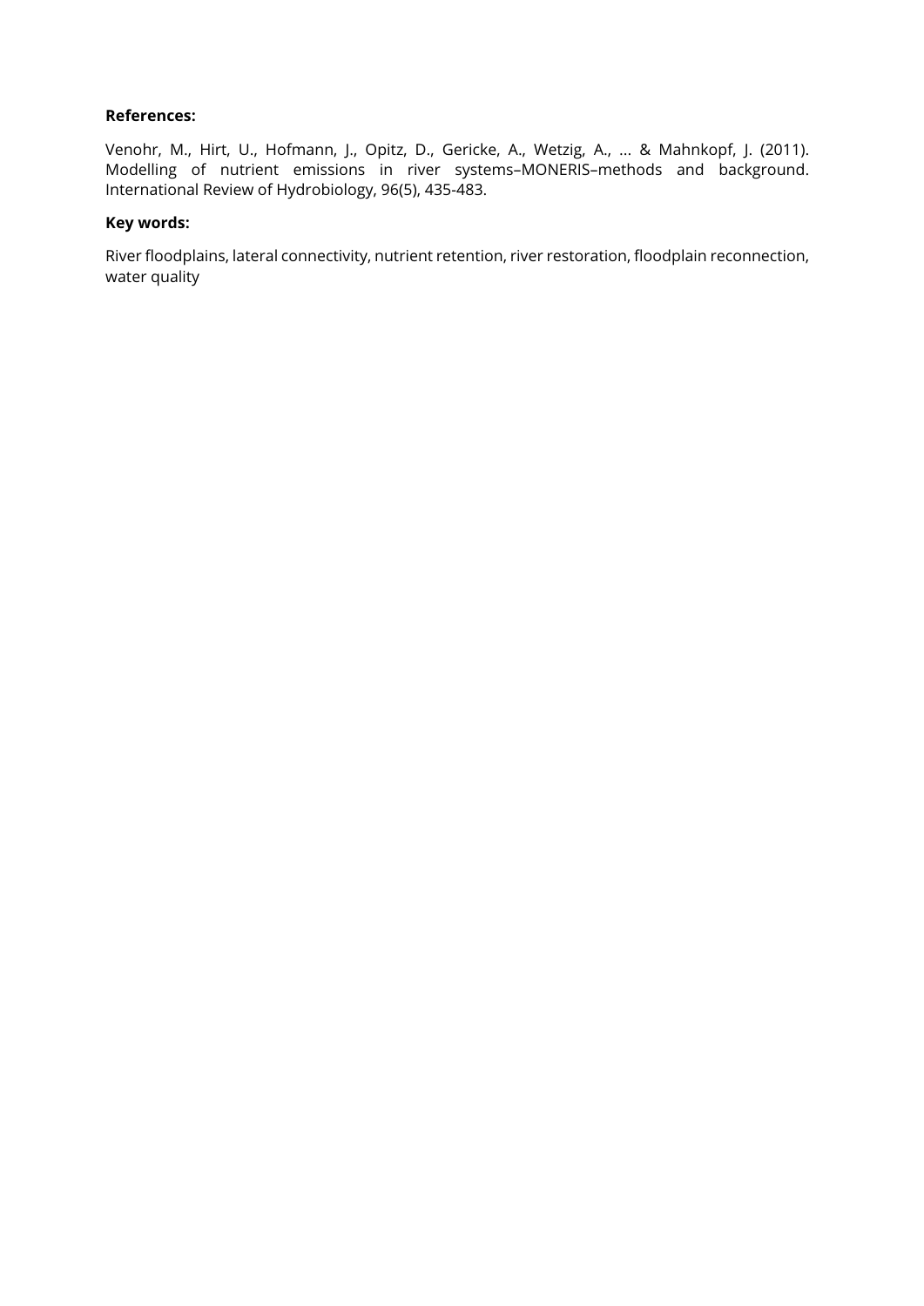**References:**

Venohr, M., Hirt, U., Hofmann, J., Opitz, D., Gericke, A., Wetzig, A., ... & Mahnkopf, J. (2011). Modelling of nutrient emissions in river systems–MONERIS–methods and background. International Review of Hydrobiology, 96(5), 435-483.

**Key words:**

River floodplains, lateral connectivity, nutrient retention, river restoration, floodplain reconnection, water quality